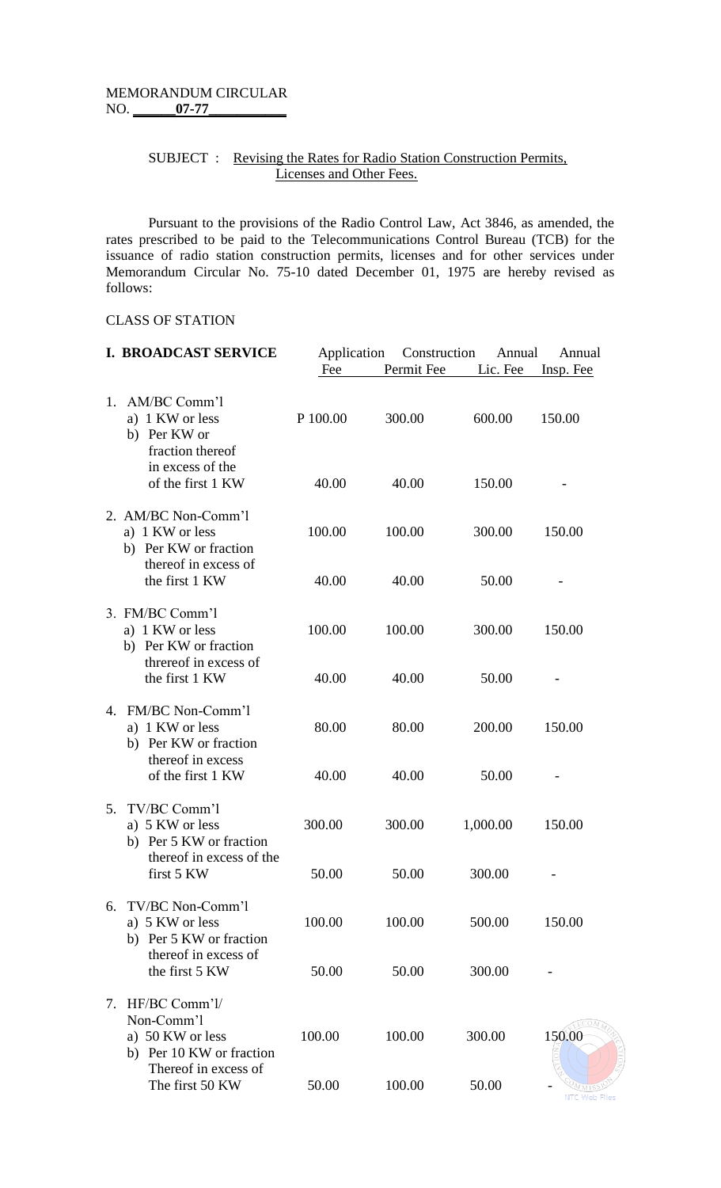MEMORANDUM CIRCULAR
NO. **07-77**

SUBJECT : Revising the Rates for Radio Station Construction Permits, Licenses and Other Fees.

Pursuant to the provisions of the Radio Control Law, Act 3846, as amended, the rates prescribed to be paid to the Telecommunications Control Bureau (TCB) for the issuance of radio station construction permits, licenses and for other services under Memorandum Circular No. 75-10 dated December 01, 1975 are hereby revised as follows:

CLASS OF STATION

| **I. BROADCAST SERVICE** | Application Fee | Construction Permit Fee | Annual Lic. Fee | Annual Insp. Fee |
|---|---|---|---|---|
| 1. AM/BC Comm'l | | | | |
| a) 1 KW or less | P 100.00 | 300.00 | 600.00 | 150.00 |
| b) Per KW or fraction thereof in excess of the of the first 1 KW | 40.00 | 40.00 | 150.00 | - |
| 2. AM/BC Non-Comm'l | | | | |
| a) 1 KW or less | 100.00 | 100.00 | 300.00 | 150.00 |
| b) Per KW or fraction thereof in excess of the first 1 KW | 40.00 | 40.00 | 50.00 | - |
| 3. FM/BC Comm'l | | | | |
| a) 1 KW or less | 100.00 | 100.00 | 300.00 | 150.00 |
| b) Per KW or fraction threreof in excess of the first 1 KW | 40.00 | 40.00 | 50.00 | - |
| 4. FM/BC Non-Comm'l | | | | |
| a) 1 KW or less | 80.00 | 80.00 | 200.00 | 150.00 |
| b) Per KW or fraction thereof in excess of the first 1 KW | 40.00 | 40.00 | 50.00 | - |
| 5. TV/BC Comm'l | | | | |
| a) 5 KW or less | 300.00 | 300.00 | 1,000.00 | 150.00 |
| b) Per 5 KW or fraction thereof in excess of the first 5 KW | 50.00 | 50.00 | 300.00 | - |
| 6. TV/BC Non-Comm'l | | | | |
| a) 5 KW or less | 100.00 | 100.00 | 500.00 | 150.00 |
| b) Per 5 KW or fraction thereof in excess of the first 5 KW | 50.00 | 50.00 | 300.00 | - |
| 7. HF/BC Comm'l/ Non-Comm'l | | | | |
| a) 50 KW or less | 100.00 | 100.00 | 300.00 | 150.00 |
| b) Per 10 KW or fraction Thereof in excess of The first 50 KW | 50.00 | 100.00 | 50.00 | - |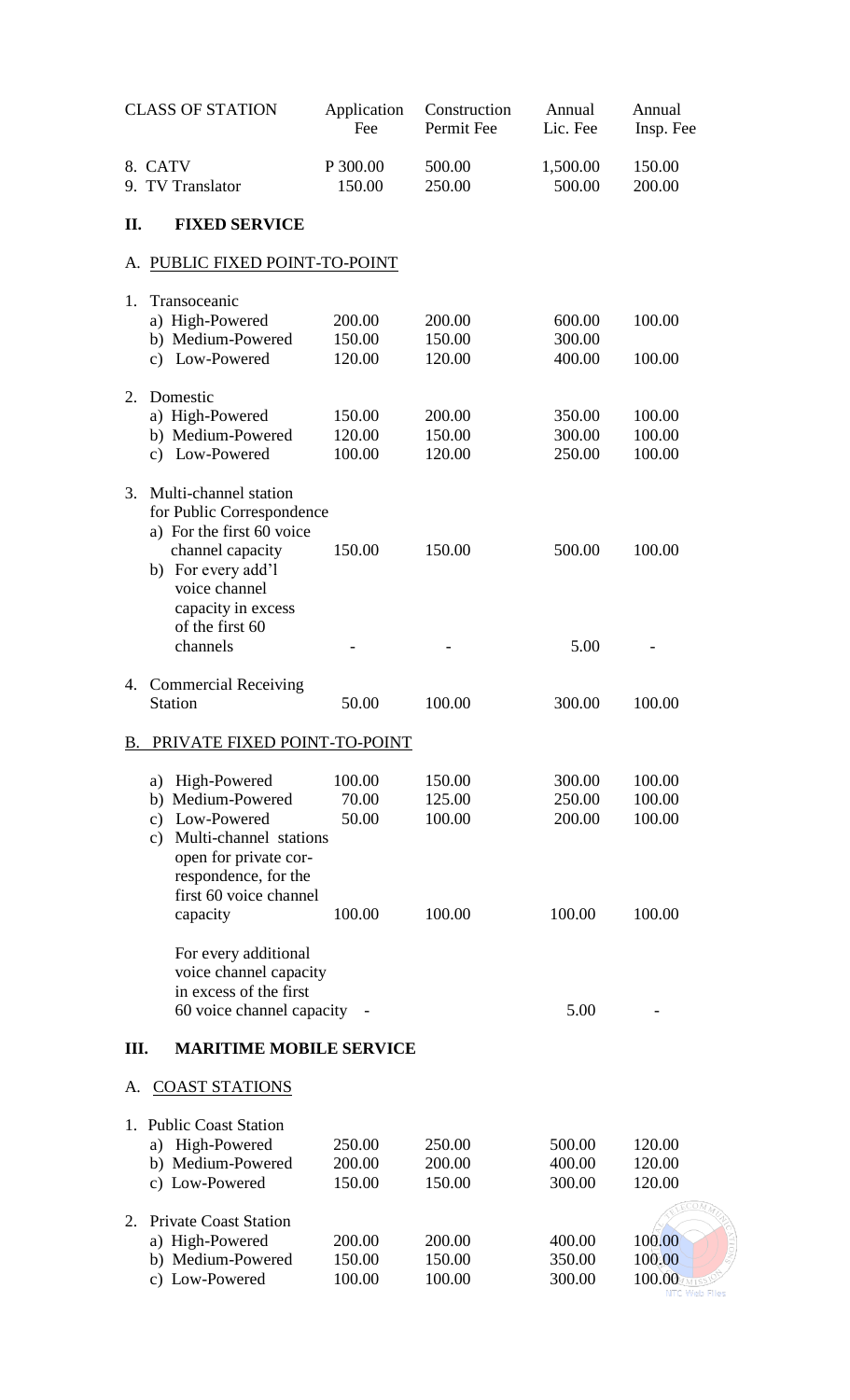| CLASS OF STATION | Application Fee | Construction Permit Fee | Annual Lic. Fee | Annual Insp. Fee |
|---|---|---|---|---|
| 8. CATV | P 300.00 | 500.00 | 1,500.00 | 150.00 |
| 9. TV Translator | 150.00 | 250.00 | 500.00 | 200.00 |
| **II. FIXED SERVICE** | | | | |
| A. PUBLIC FIXED POINT-TO-POINT | | | | |
| 1. Transoceanic | | | | |
| a) High-Powered | 200.00 | 200.00 | 600.00 | 100.00 |
| b) Medium-Powered | 150.00 | 150.00 | 300.00 | |
| c) Low-Powered | 120.00 | 120.00 | 400.00 | 100.00 |
| 2. Domestic | | | | |
| a) High-Powered | 150.00 | 200.00 | 350.00 | 100.00 |
| b) Medium-Powered | 120.00 | 150.00 | 300.00 | 100.00 |
| c) Low-Powered | 100.00 | 120.00 | 250.00 | 100.00 |
| 3. Multi-channel station for Public Correspondence | | | | |
| a) For the first 60 voice channel capacity | 150.00 | 150.00 | 500.00 | 100.00 |
| b) For every add'l voice channel capacity in excess of the first 60 channels | - | - | 5.00 | - |
| 4. Commercial Receiving Station | 50.00 | 100.00 | 300.00 | 100.00 |
| B. PRIVATE FIXED POINT-TO-POINT | | | | |
| a) High-Powered | 100.00 | 150.00 | 300.00 | 100.00 |
| b) Medium-Powered | 70.00 | 125.00 | 250.00 | 100.00 |
| c) Low-Powered | 50.00 | 100.00 | 200.00 | 100.00 |
| c) Multi-channel stations open for private correspondence, for the first 60 voice channel capacity | 100.00 | 100.00 | 100.00 | 100.00 |
| For every additional voice channel capacity in excess of the first 60 voice channel capacity | - | | 5.00 | - |
| **III. MARITIME MOBILE SERVICE** | | | | |
| A. COAST STATIONS | | | | |
| 1. Public Coast Station | | | | |
| a) High-Powered | 250.00 | 250.00 | 500.00 | 120.00 |
| b) Medium-Powered | 200.00 | 200.00 | 400.00 | 120.00 |
| c) Low-Powered | 150.00 | 150.00 | 300.00 | 120.00 |
| 2. Private Coast Station | | | | |
| a) High-Powered | 200.00 | 200.00 | 400.00 | 100.00 |
| b) Medium-Powered | 150.00 | 150.00 | 350.00 | 100.00 |
| c) Low-Powered | 100.00 | 100.00 | 300.00 | 100.00 |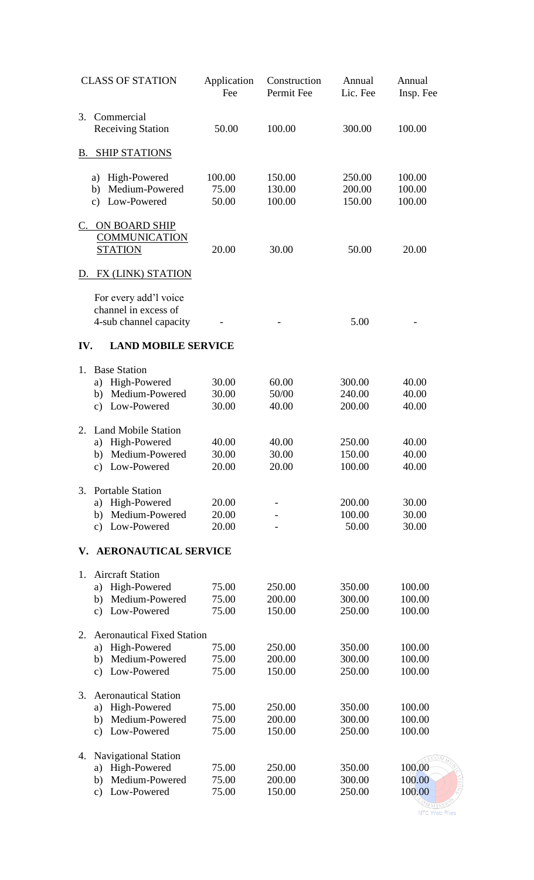| CLASS OF STATION | Application Fee | Construction Permit Fee | Annual Lic. Fee | Annual Insp. Fee |
|---|---|---|---|---|
| 3. Commercial Receiving Station | 50.00 | 100.00 | 300.00 | 100.00 |
| B. SHIP STATIONS | | | | |
| a) High-Powered | 100.00 | 150.00 | 250.00 | 100.00 |
| b) Medium-Powered | 75.00 | 130.00 | 200.00 | 100.00 |
| c) Low-Powered | 50.00 | 100.00 | 150.00 | 100.00 |
| C. ON BOARD SHIP COMMUNICATION STATION | 20.00 | 30.00 | 50.00 | 20.00 |
| D. FX (LINK) STATION | | | | |
| For every add'l voice channel in excess of 4-sub channel capacity | - | - | 5.00 | - |
| **IV. LAND MOBILE SERVICE** | | | | |
| 1. Base Station | | | | |
| a) High-Powered | 30.00 | 60.00 | 300.00 | 40.00 |
| b) Medium-Powered | 30.00 | 50/00 | 240.00 | 40.00 |
| c) Low-Powered | 30.00 | 40.00 | 200.00 | 40.00 |
| 2. Land Mobile Station | | | | |
| a) High-Powered | 40.00 | 40.00 | 250.00 | 40.00 |
| b) Medium-Powered | 30.00 | 30.00 | 150.00 | 40.00 |
| c) Low-Powered | 20.00 | 20.00 | 100.00 | 40.00 |
| 3. Portable Station | | | | |
| a) High-Powered | 20.00 | - | 200.00 | 30.00 |
| b) Medium-Powered | 20.00 | - | 100.00 | 30.00 |
| c) Low-Powered | 20.00 | - | 50.00 | 30.00 |
| **V. AERONAUTICAL SERVICE** | | | | |
| 1. Aircraft Station | | | | |
| a) High-Powered | 75.00 | 250.00 | 350.00 | 100.00 |
| b) Medium-Powered | 75.00 | 200.00 | 300.00 | 100.00 |
| c) Low-Powered | 75.00 | 150.00 | 250.00 | 100.00 |
| 2. Aeronautical Fixed Station | | | | |
| a) High-Powered | 75.00 | 250.00 | 350.00 | 100.00 |
| b) Medium-Powered | 75.00 | 200.00 | 300.00 | 100.00 |
| c) Low-Powered | 75.00 | 150.00 | 250.00 | 100.00 |
| 3. Aeronautical Station | | | | |
| a) High-Powered | 75.00 | 250.00 | 350.00 | 100.00 |
| b) Medium-Powered | 75.00 | 200.00 | 300.00 | 100.00 |
| c) Low-Powered | 75.00 | 150.00 | 250.00 | 100.00 |
| 4. Navigational Station | | | | |
| a) High-Powered | 75.00 | 250.00 | 350.00 | 100.00 |
| b) Medium-Powered | 75.00 | 200.00 | 300.00 | 100.00 |
| c) Low-Powered | 75.00 | 150.00 | 250.00 | 100.00 |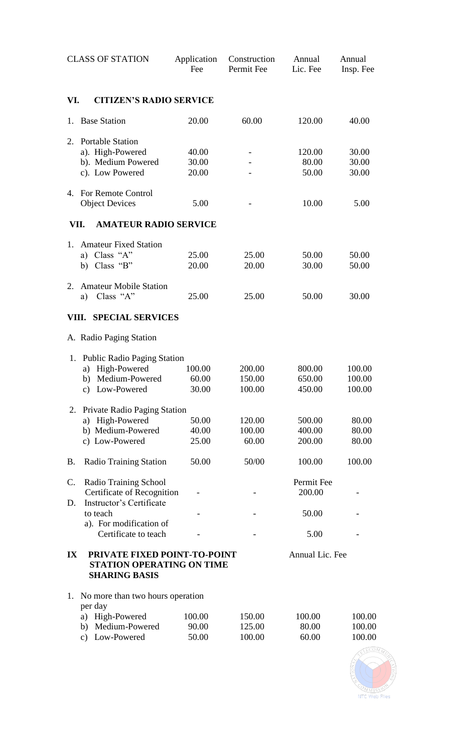| CLASS OF STATION | Application Fee | Construction Permit Fee | Annual Lic. Fee | Annual Insp. Fee |
|---|---|---|---|---|
| **VI. CITIZEN'S RADIO SERVICE** | | | | |
| 1. Base Station | 20.00 | 60.00 | 120.00 | 40.00 |
| 2. Portable Station | | | | |
| a). High-Powered | 40.00 | - | 120.00 | 30.00 |
| b). Medium Powered | 30.00 | - | 80.00 | 30.00 |
| c). Low Powered | 20.00 | - | 50.00 | 30.00 |
| 4. For Remote Control Object Devices | 5.00 | - | 10.00 | 5.00 |
| **VII. AMATEUR RADIO SERVICE** | | | | |
| 1. Amateur Fixed Station | | | | |
| a) Class "A" | 25.00 | 25.00 | 50.00 | 50.00 |
| b) Class "B" | 20.00 | 20.00 | 30.00 | 50.00 |
| 2. Amateur Mobile Station | | | | |
| a) Class "A" | 25.00 | 25.00 | 50.00 | 30.00 |
| **VIII. SPECIAL SERVICES** | | | | |
| A. Radio Paging Station | | | | |
| 1. Public Radio Paging Station | | | | |
| a) High-Powered | 100.00 | 200.00 | 800.00 | 100.00 |
| b) Medium-Powered | 60.00 | 150.00 | 650.00 | 100.00 |
| c) Low-Powered | 30.00 | 100.00 | 450.00 | 100.00 |
| 2. Private Radio Paging Station | | | | |
| a) High-Powered | 50.00 | 120.00 | 500.00 | 80.00 |
| b) Medium-Powered | 40.00 | 100.00 | 400.00 | 80.00 |
| c) Low-Powered | 25.00 | 60.00 | 200.00 | 80.00 |
| B. Radio Training Station | 50.00 | 50/00 | 100.00 | 100.00 |
| | | | Permit Fee | |
| C. Radio Training School Certificate of Recognition | - | - | 200.00 | - |
| D. Instructor's Certificate to teach | - | - | 50.00 | - |
| a). For modification of Certificate to teach | - | - | 5.00 | - |
| **IX PRIVATE FIXED POINT-TO-POINT STATION OPERATING ON TIME SHARING BASIS** | | | Annual Lic. Fee | |
| 1. No more than two hours operation per day | | | | |
| a) High-Powered | 100.00 | 150.00 | 100.00 | 100.00 |
| b) Medium-Powered | 90.00 | 125.00 | 80.00 | 100.00 |
| c) Low-Powered | 50.00 | 100.00 | 60.00 | 100.00 |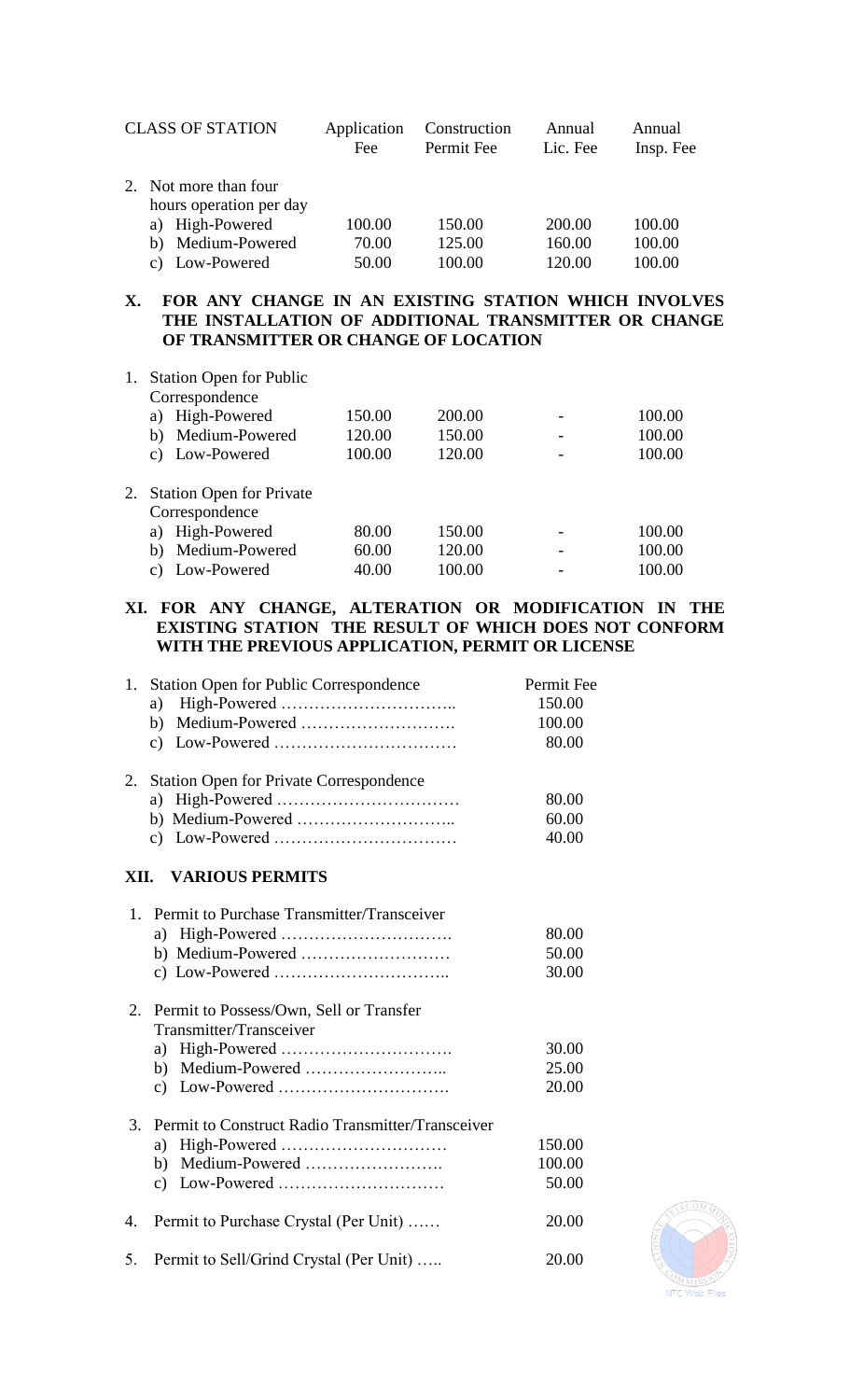| CLASS OF STATION | Application Fee | Construction Permit Fee | Annual Lic. Fee | Annual Insp. Fee |
|---|---|---|---|---|
| 2. Not more than four hours operation per day | | | | |
| a) High-Powered | 100.00 | 150.00 | 200.00 | 100.00 |
| b) Medium-Powered | 70.00 | 125.00 | 160.00 | 100.00 |
| c) Low-Powered | 50.00 | 100.00 | 120.00 | 100.00 |

## X. FOR ANY CHANGE IN AN EXISTING STATION WHICH INVOLVES THE INSTALLATION OF ADDITIONAL TRANSMITTER OR CHANGE OF TRANSMITTER OR CHANGE OF LOCATION

| CLASS OF STATION | Application Fee | Construction Permit Fee | Annual Lic. Fee | Annual Insp. Fee |
|---|---|---|---|---|
| 1. Station Open for Public Correspondence | | | | |
| a) High-Powered | 150.00 | 200.00 | - | 100.00 |
| b) Medium-Powered | 120.00 | 150.00 | - | 100.00 |
| c) Low-Powered | 100.00 | 120.00 | - | 100.00 |
| 2. Station Open for Private Correspondence | | | | |
| a) High-Powered | 80.00 | 150.00 | - | 100.00 |
| b) Medium-Powered | 60.00 | 120.00 | - | 100.00 |
| c) Low-Powered | 40.00 | 100.00 | - | 100.00 |

## XI. FOR ANY CHANGE, ALTERATION OR MODIFICATION IN THE EXISTING STATION THE RESULT OF WHICH DOES NOT CONFORM WITH THE PREVIOUS APPLICATION, PERMIT OR LICENSE

| | Permit Fee |
|---|---|
| 1. Station Open for Public Correspondence | |
| a) High-Powered | 150.00 |
| b) Medium-Powered | 100.00 |
| c) Low-Powered | 80.00 |
| 2. Station Open for Private Correspondence | |
| a) High-Powered | 80.00 |
| b) Medium-Powered | 60.00 |
| c) Low-Powered | 40.00 |

## XII. VARIOUS PERMITS

| | |
|---|---|
| 1. Permit to Purchase Transmitter/Transceiver | |
| a) High-Powered | 80.00 |
| b) Medium-Powered | 50.00 |
| c) Low-Powered | 30.00 |
| 2. Permit to Possess/Own, Sell or Transfer Transmitter/Transceiver | |
| a) High-Powered | 30.00 |
| b) Medium-Powered | 25.00 |
| c) Low-Powered | 20.00 |
| 3. Permit to Construct Radio Transmitter/Transceiver | |
| a) High-Powered | 150.00 |
| b) Medium-Powered | 100.00 |
| c) Low-Powered | 50.00 |
| 4. Permit to Purchase Crystal (Per Unit) | 20.00 |
| 5. Permit to Sell/Grind Crystal (Per Unit) | 20.00 |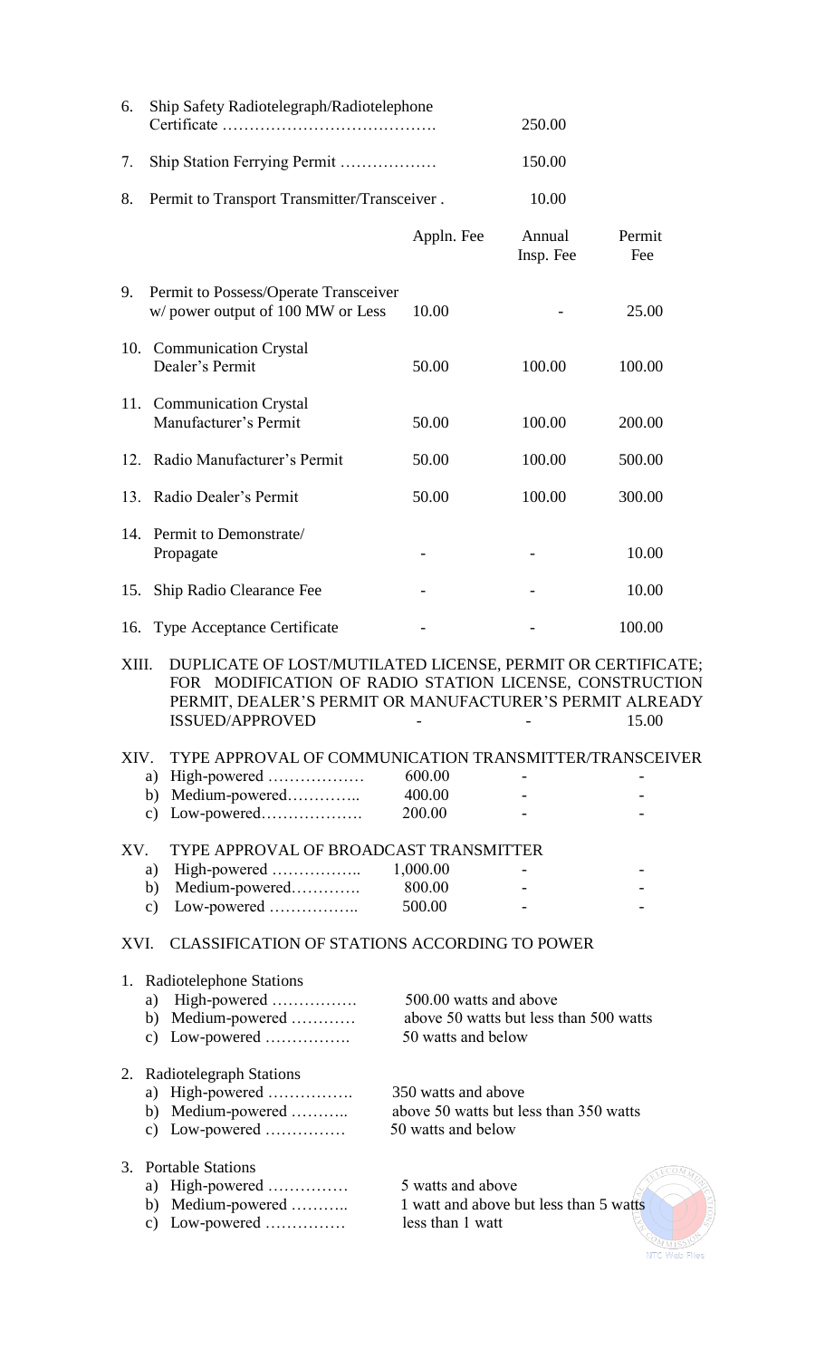| | | Appln. Fee | Annual Insp. Fee | Permit Fee |
|---|---|---|---|---|
| 6. | Ship Safety Radiotelegraph/Radiotelephone Certificate ………………………………… | | 250.00 | |
| 7. | Ship Station Ferrying Permit ……………… | | 150.00 | |
| 8. | Permit to Transport Transmitter/Transceiver . | | 10.00 | |
| 9. | Permit to Possess/Operate Transceiver w/ power output of 100 MW or Less | 10.00 | - | 25.00 |
| 10. | Communication Crystal Dealer's Permit | 50.00 | 100.00 | 100.00 |
| 11. | Communication Crystal Manufacturer's Permit | 50.00 | 100.00 | 200.00 |
| 12. | Radio Manufacturer's Permit | 50.00 | 100.00 | 500.00 |
| 13. | Radio Dealer's Permit | 50.00 | 100.00 | 300.00 |
| 14. | Permit to Demonstrate/ Propagate | - | - | 10.00 |
| 15. | Ship Radio Clearance Fee | - | - | 10.00 |
| 16. | Type Acceptance Certificate | - | - | 100.00 |
| XIII. | DUPLICATE OF LOST/MUTILATED LICENSE, PERMIT OR CERTIFICATE; FOR MODIFICATION OF RADIO STATION LICENSE, CONSTRUCTION PERMIT, DEALER'S PERMIT OR MANUFACTURER'S PERMIT ALREADY ISSUED/APPROVED | - | - | 15.00 |
| XIV. | TYPE APPROVAL OF COMMUNICATION TRANSMITTER/TRANSCEIVER | | | |
| | a) High-powered ……………… | 600.00 | - | - |
| | b) Medium-powered………….. | 400.00 | - | - |
| | c) Low-powered………………. | 200.00 | - | - |
| XV. | TYPE APPROVAL OF BROADCAST TRANSMITTER | | | |
| | a) High-powered …………….. | 1,000.00 | - | - |
| | b) Medium-powered…………. | 800.00 | - | - |
| | c) Low-powered …………….. | 500.00 | - | - |

XVI. CLASSIFICATION OF STATIONS ACCORDING TO POWER

1. Radiotelephone Stations
   - a) High-powered ……………. 500.00 watts and above
   - b) Medium-powered ………… above 50 watts but less than 500 watts
   - c) Low-powered ……………. 50 watts and below

2. Radiotelegraph Stations
   - a) High-powered ……………. 350 watts and above
   - b) Medium-powered ……….. above 50 watts but less than 350 watts
   - c) Low-powered …………… 50 watts and below

3. Portable Stations
   - a) High-powered …………… 5 watts and above
   - b) Medium-powered ……….. 1 watt and above but less than 5 watts
   - c) Low-powered …………… less than 1 watt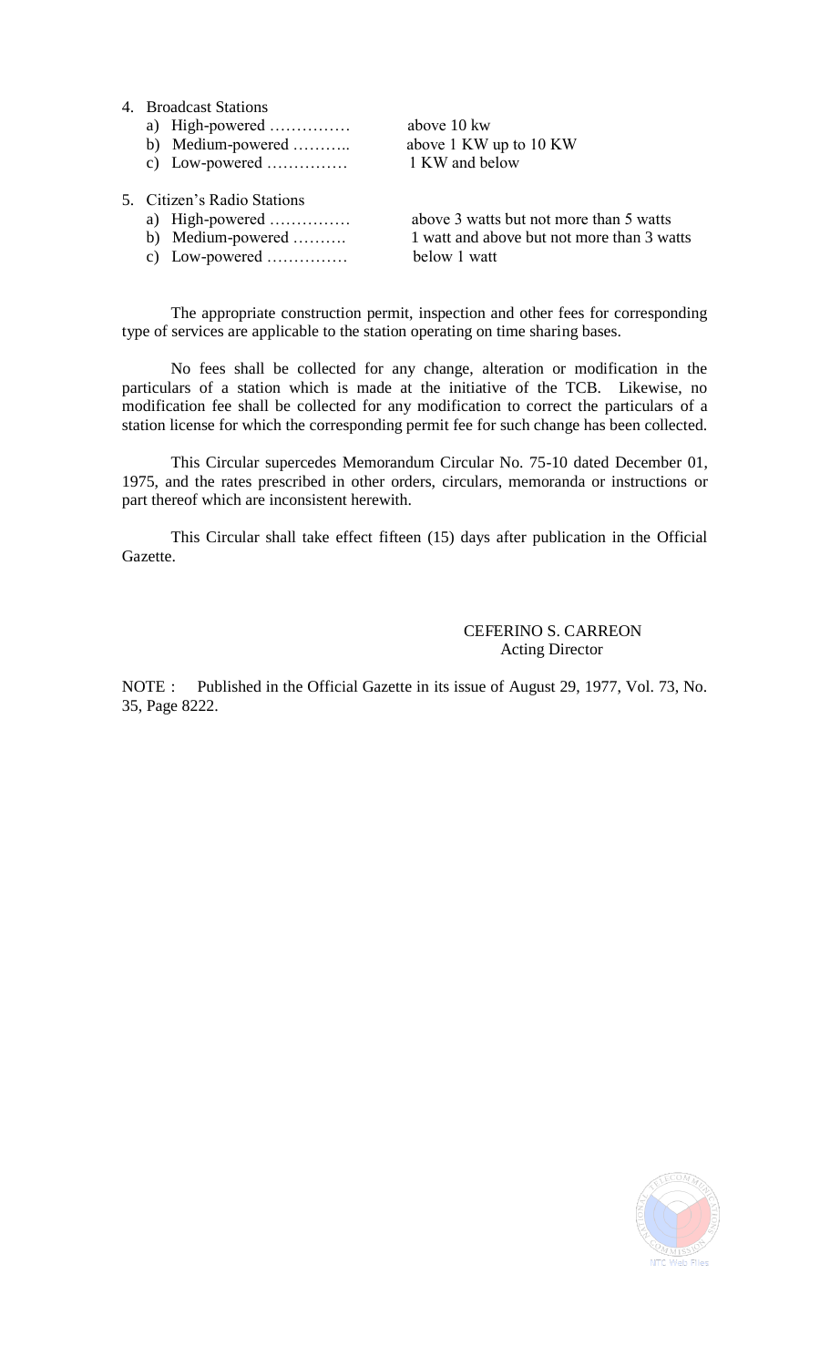4. Broadcast Stations
   a) High-powered …………… above 10 kw
   b) Medium-powered ……….. above 1 KW up to 10 KW
   c) Low-powered …………… 1 KW and below

5. Citizen's Radio Stations
   a) High-powered …………… above 3 watts but not more than 5 watts
   b) Medium-powered ………. 1 watt and above but not more than 3 watts
   c) Low-powered …………… below 1 watt

The appropriate construction permit, inspection and other fees for corresponding type of services are applicable to the station operating on time sharing bases.

No fees shall be collected for any change, alteration or modification in the particulars of a station which is made at the initiative of the TCB. Likewise, no modification fee shall be collected for any modification to correct the particulars of a station license for which the corresponding permit fee for such change has been collected.

This Circular supercedes Memorandum Circular No. 75-10 dated December 01, 1975, and the rates prescribed in other orders, circulars, memoranda or instructions or part thereof which are inconsistent herewith.

This Circular shall take effect fifteen (15) days after publication in the Official Gazette.

CEFERINO S. CARREON
Acting Director

NOTE : Published in the Official Gazette in its issue of August 29, 1977, Vol. 73, No. 35, Page 8222.